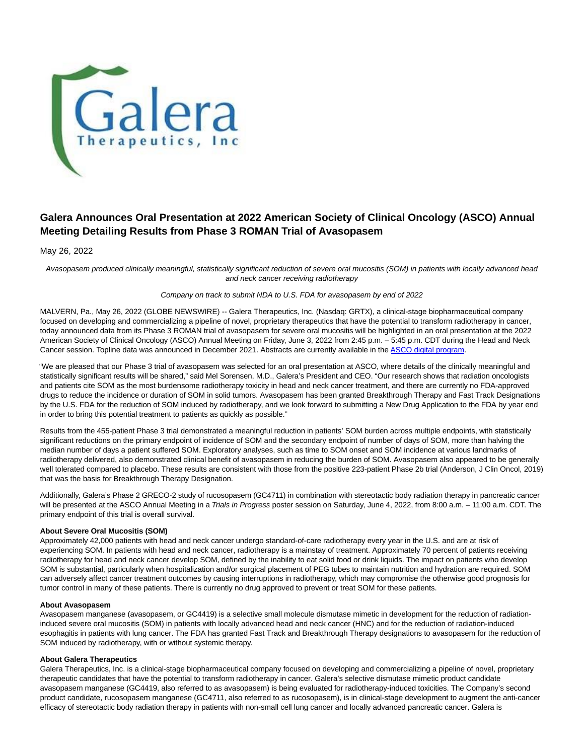# Galera Announces Oral Presentation at 2022 American Society of Clinical Oncology (ASCO) Annual Meeting Detailing Results from Phase 3 ROMAN Trial of Avasopasem

May 26, 2022

*Avasopasem produced clinically meaningful, statistically significant reduction of severe oral mucositis (SOM) in patients with locally advanced head and neck cancer receiving radiotherapy*

*Company on track to submit NDA to U.S. FDA for avasopasem by end of 2022*

MALVERN, Pa., May 26, 2022 (GLOBE NEWSWIRE) -- Galera Therapeutics, Inc. (Nasdaq: GRTX), a clinical-stage biopharmaceutical company focused on developing and commercializing a pipeline of novel, proprietary therapeutics that have the potential to transform radiotherapy in cancer, today announced data from its Phase 3 ROMAN trial of avasopasem for severe oral mucositis will be highlighted in an oral presentation at the 2022 American Society of Clinical Oncology (ASCO) Annual Meeting on Friday, June 3, 2022 from 2:45 p.m. – 5:45 p.m. CDT during the Head and Neck Cancer session. Topline data was announced in December 2021. Abstracts are currently available in the ASCO digital program.

"We are pleased that our Phase 3 trial of avasopasem was selected for an oral presentation at ASCO, where details of the clinically meaningful and statistically significant results will be shared," said Mel Sorensen, M.D., Galera's President and CEO. "Our research shows that radiation oncologists and patients cite SOM as the most burdensome radiotherapy toxicity in head and neck cancer treatment, and there are currently no FDA-approved drugs to reduce the incidence or duration of SOM in solid tumors. Avasopasem has been granted Breakthrough Therapy and Fast Track Designations by the U.S. FDA for the reduction of SOM induced by radiotherapy, and we look forward to submitting a New Drug Application to the FDA by year end in order to bring this potential treatment to patients as quickly as possible."

Results from the 455-patient Phase 3 trial demonstrated a meaningful reduction in patients' SOM burden across multiple endpoints, with statistically significant reductions on the primary endpoint of incidence of SOM and the secondary endpoint of number of days of SOM, more than halving the median number of days a patient suffered SOM. Exploratory analyses, such as time to SOM onset and SOM incidence at various landmarks of radiotherapy delivered, also demonstrated clinical benefit of avasopasem in reducing the burden of SOM. Avasopasem also appeared to be generally well tolerated compared to placebo. These results are consistent with those from the positive 223-patient Phase 2b trial (Anderson, J Clin Oncol, 2019) that was the basis for Breakthrough Therapy Designation.

Additionally, Galera's Phase 2 GRECO-2 study of rucosopasem (GC4711) in combination with stereotactic body radiation therapy in pancreatic cancer will be presented at the ASCO Annual Meeting in a *Trials in Progress* poster session on Saturday, June 4, 2022, from 8:00 a.m. – 11:00 a.m. CDT. The primary endpoint of this trial is overall survival.

**About Severe Oral Mucositis (SOM)**

Approximately 42,000 patients with head and neck cancer undergo standard-of-care radiotherapy every year in the U.S. and are at risk of experiencing SOM. In patients with head and neck cancer, radiotherapy is a mainstay of treatment. Approximately 70 percent of patients receiving radiotherapy for head and neck cancer develop SOM, defined by the inability to eat solid food or drink liquids. The impact on patients who develop SOM is substantial, particularly when hospitalization and/or surgical placement of PEG tubes to maintain nutrition and hydration are required. SOM can adversely affect cancer treatment outcomes by causing interruptions in radiotherapy, which may compromise the otherwise good prognosis for tumor control in many of these patients. There is currently no drug approved to prevent or treat SOM for these patients.

**About Avasopasem**

Avasopasem manganese (avasopasem, or GC4419) is a selective small molecule dismutase mimetic in development for the reduction of radiation-induced severe oral mucositis (SOM) in patients with locally advanced head and neck cancer (HNC) and for the reduction of radiation-induced esophagitis in patients with lung cancer. The FDA has granted Fast Track and Breakthrough Therapy designations to avasopasem for the reduction of SOM induced by radiotherapy, with or without systemic therapy.

**About Galera Therapeutics**

Galera Therapeutics, Inc. is a clinical-stage biopharmaceutical company focused on developing and commercializing a pipeline of novel, proprietary therapeutic candidates that have the potential to transform radiotherapy in cancer. Galera's selective dismutase mimetic product candidate avasopasem manganese (GC4419, also referred to as avasopasem) is being evaluated for radiotherapy-induced toxicities. The Company's second product candidate, rucosopasem manganese (GC4711, also referred to as rucosopasem), is in clinical-stage development to augment the anti-cancer efficacy of stereotactic body radiation therapy in patients with non-small cell lung cancer and locally advanced pancreatic cancer. Galera is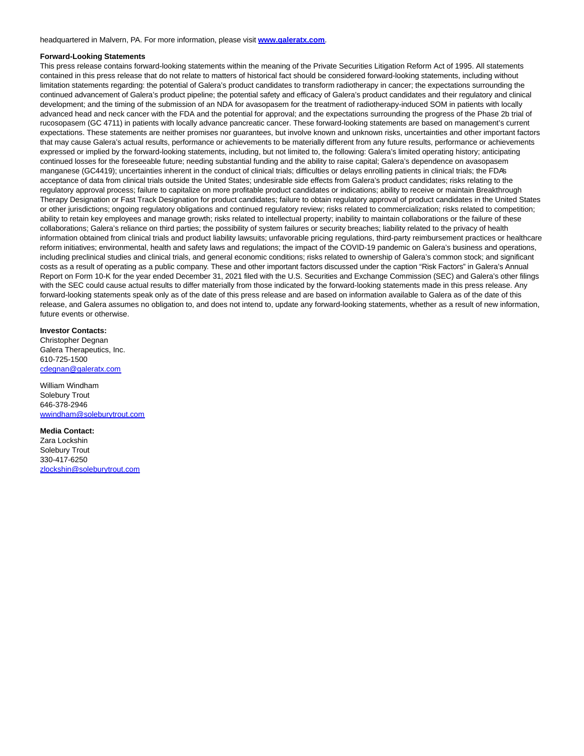headquartered in Malvern, PA. For more information, please visit **www.galeratx.com**.

**Forward-Looking Statements**

This press release contains forward-looking statements within the meaning of the Private Securities Litigation Reform Act of 1995. All statements contained in this press release that do not relate to matters of historical fact should be considered forward-looking statements, including without limitation statements regarding: the potential of Galera's product candidates to transform radiotherapy in cancer; the expectations surrounding the continued advancement of Galera's product pipeline; the potential safety and efficacy of Galera's product candidates and their regulatory and clinical development; and the timing of the submission of an NDA for avasopasem for the treatment of radiotherapy-induced SOM in patients with locally advanced head and neck cancer with the FDA and the potential for approval; and the expectations surrounding the progress of the Phase 2b trial of rucosopasem (GC 4711) in patients with locally advance pancreatic cancer. These forward-looking statements are based on management's current expectations. These statements are neither promises nor guarantees, but involve known and unknown risks, uncertainties and other important factors that may cause Galera's actual results, performance or achievements to be materially different from any future results, performance or achievements expressed or implied by the forward-looking statements, including, but not limited to, the following: Galera's limited operating history; anticipating continued losses for the foreseeable future; needing substantial funding and the ability to raise capital; Galera's dependence on avasopasem manganese (GC4419); uncertainties inherent in the conduct of clinical trials; difficulties or delays enrolling patients in clinical trials; the FDA's acceptance of data from clinical trials outside the United States; undesirable side effects from Galera's product candidates; risks relating to the regulatory approval process; failure to capitalize on more profitable product candidates or indications; ability to receive or maintain Breakthrough Therapy Designation or Fast Track Designation for product candidates; failure to obtain regulatory approval of product candidates in the United States or other jurisdictions; ongoing regulatory obligations and continued regulatory review; risks related to commercialization; risks related to competition; ability to retain key employees and manage growth; risks related to intellectual property; inability to maintain collaborations or the failure of these collaborations; Galera's reliance on third parties; the possibility of system failures or security breaches; liability related to the privacy of health information obtained from clinical trials and product liability lawsuits; unfavorable pricing regulations, third-party reimbursement practices or healthcare reform initiatives; environmental, health and safety laws and regulations; the impact of the COVID-19 pandemic on Galera's business and operations, including preclinical studies and clinical trials, and general economic conditions; risks related to ownership of Galera's common stock; and significant costs as a result of operating as a public company. These and other important factors discussed under the caption "Risk Factors" in Galera's Annual Report on Form 10-K for the year ended December 31, 2021 filed with the U.S. Securities and Exchange Commission (SEC) and Galera's other filings with the SEC could cause actual results to differ materially from those indicated by the forward-looking statements made in this press release. Any forward-looking statements speak only as of the date of this press release and are based on information available to Galera as of the date of this release, and Galera assumes no obligation to, and does not intend to, update any forward-looking statements, whether as a result of new information, future events or otherwise.

**Investor Contacts:**
Christopher Degnan
Galera Therapeutics, Inc.
610-725-1500
cdegnan@galeratx.com

William Windham
Solebury Trout
646-378-2946
wwindham@soleburytrout.com

**Media Contact:**
Zara Lockshin
Solebury Trout
330-417-6250
zlockshin@soleburytrout.com